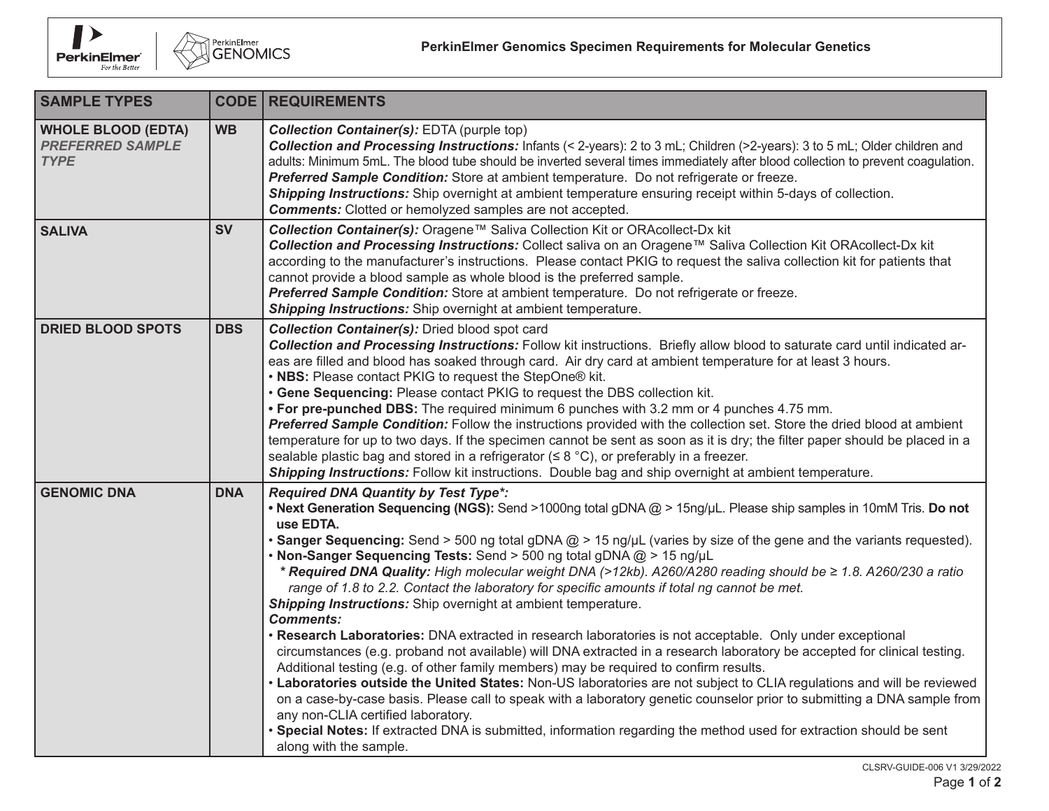# PerkinElmer Genomics Specimen Requirements for Molecular Genetics

| SAMPLE TYPES | CODE | REQUIREMENTS |
|---|---|---|
| **WHOLE BLOOD (EDTA)** ***PREFERRED SAMPLE TYPE*** | **WB** | ***Collection Container(s):*** EDTA (purple top)<br>***Collection and Processing Instructions:*** Infants (< 2-years): 2 to 3 mL; Children (>2-years): 3 to 5 mL; Older children and adults: Minimum 5mL. The blood tube should be inverted several times immediately after blood collection to prevent coagulation.<br>***Preferred Sample Condition:*** Store at ambient temperature. Do not refrigerate or freeze.<br>***Shipping Instructions:*** Ship overnight at ambient temperature ensuring receipt within 5-days of collection.<br>***Comments:*** Clotted or hemolyzed samples are not accepted. |
| **SALIVA** | **SV** | ***Collection Container(s):*** Oragene™ Saliva Collection Kit or ORAcollect-Dx kit<br>***Collection and Processing Instructions:*** Collect saliva on an Oragene™ Saliva Collection Kit ORAcollect-Dx kit according to the manufacturer's instructions. Please contact PKIG to request the saliva collection kit for patients that cannot provide a blood sample as whole blood is the preferred sample.<br>***Preferred Sample Condition:*** Store at ambient temperature. Do not refrigerate or freeze.<br>***Shipping Instructions:*** Ship overnight at ambient temperature. |
| **DRIED BLOOD SPOTS** | **DBS** | ***Collection Container(s):*** Dried blood spot card<br>***Collection and Processing Instructions:*** Follow kit instructions. Briefly allow blood to saturate card until indicated areas are filled and blood has soaked through card. Air dry card at ambient temperature for at least 3 hours.<br>• **NBS:** Please contact PKIG to request the StepOne® kit.<br>• **Gene Sequencing:** Please contact PKIG to request the DBS collection kit.<br>**• For pre-punched DBS:** The required minimum 6 punches with 3.2 mm or 4 punches 4.75 mm.<br>***Preferred Sample Condition:*** Follow the instructions provided with the collection set. Store the dried blood at ambient temperature for up to two days. If the specimen cannot be sent as soon as it is dry; the filter paper should be placed in a sealable plastic bag and stored in a refrigerator (≤ 8 °C), or preferably in a freezer.<br>***Shipping Instructions:*** Follow kit instructions. Double bag and ship overnight at ambient temperature. |
| **GENOMIC DNA** | **DNA** | ***Required DNA Quantity by Test Type*:***<br>**• Next Generation Sequencing (NGS):** Send >1000ng total gDNA @ > 15ng/µL. Please ship samples in 10mM Tris. **Do not use EDTA.**<br>• **Sanger Sequencing:** Send > 500 ng total gDNA @ > 15 ng/µL (varies by size of the gene and the variants requested).<br>• **Non-Sanger Sequencing Tests:** Send > 500 ng total gDNA @ > 15 ng/µL<br>*** Required DNA Quality:*** *High molecular weight DNA (>12kb). A260/A280 reading should be ≥ 1.8. A260/230 a ratio range of 1.8 to 2.2. Contact the laboratory for specific amounts if total ng cannot be met.*<br>***Shipping Instructions:*** Ship overnight at ambient temperature.<br>***Comments:***<br>• **Research Laboratories:** DNA extracted in research laboratories is not acceptable. Only under exceptional circumstances (e.g. proband not available) will DNA extracted in a research laboratory be accepted for clinical testing. Additional testing (e.g. of other family members) may be required to confirm results.<br>• **Laboratories outside the United States:** Non-US laboratories are not subject to CLIA regulations and will be reviewed on a case-by-case basis. Please call to speak with a laboratory genetic counselor prior to submitting a DNA sample from any non-CLIA certified laboratory.<br>• **Special Notes:** If extracted DNA is submitted, information regarding the method used for extraction should be sent along with the sample. |

CLSRV-GUIDE-006 V1 3/29/2022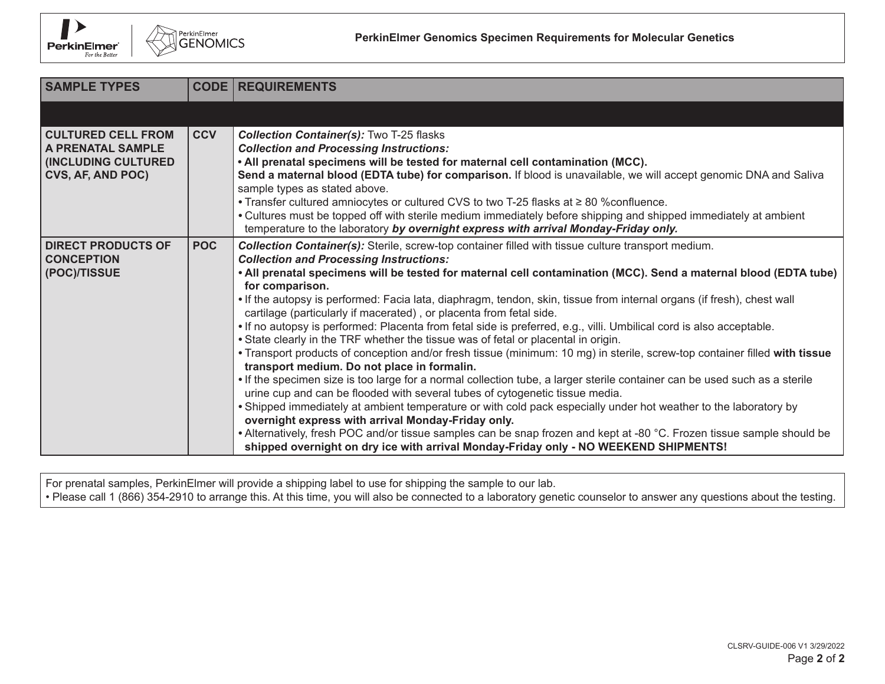| SAMPLE TYPES | CODE | REQUIREMENTS |
|---|---|---|
| | | |
| **CULTURED CELL FROM A PRENATAL SAMPLE (INCLUDING CULTURED CVS, AF, AND POC)** | **CCV** | ***Collection Container(s):*** Two T-25 flasks<br>***Collection and Processing Instructions:***<br>**• All prenatal specimens will be tested for maternal cell contamination (MCC).**<br>**Send a maternal blood (EDTA tube) for comparison.** If blood is unavailable, we will accept genomic DNA and Saliva sample types as stated above.<br>• Transfer cultured amniocytes or cultured CVS to two T-25 flasks at ≥ 80 %confluence.<br>• Cultures must be topped off with sterile medium immediately before shipping and shipped immediately at ambient temperature to the laboratory ***by overnight express with arrival Monday-Friday only.*** |
| **DIRECT PRODUCTS OF CONCEPTION (POC)/TISSUE** | **POC** | ***Collection Container(s):*** Sterile, screw-top container filled with tissue culture transport medium.<br>***Collection and Processing Instructions:***<br>**• All prenatal specimens will be tested for maternal cell contamination (MCC). Send a maternal blood (EDTA tube) for comparison.**<br>• If the autopsy is performed: Facia lata, diaphragm, tendon, skin, tissue from internal organs (if fresh), chest wall cartilage (particularly if macerated) , or placenta from fetal side.<br>• If no autopsy is performed: Placenta from fetal side is preferred, e.g., villi. Umbilical cord is also acceptable.<br>• State clearly in the TRF whether the tissue was of fetal or placental in origin.<br>• Transport products of conception and/or fresh tissue (minimum: 10 mg) in sterile, screw-top container filled **with tissue transport medium. Do not place in formalin.**<br>• If the specimen size is too large for a normal collection tube, a larger sterile container can be used such as a sterile urine cup and can be flooded with several tubes of cytogenetic tissue media.<br>• Shipped immediately at ambient temperature or with cold pack especially under hot weather to the laboratory by **overnight express with arrival Monday-Friday only.**<br>• Alternatively, fresh POC and/or tissue samples can be snap frozen and kept at -80 °C. Frozen tissue sample should be **shipped overnight on dry ice with arrival Monday-Friday only - NO WEEKEND SHIPMENTS!** |

For prenatal samples, PerkinElmer will provide a shipping label to use for shipping the sample to our lab.

• Please call 1 (866) 354-2910 to arrange this. At this time, you will also be connected to a laboratory genetic counselor to answer any questions about the testing.

CLSRV-GUIDE-006 V1 3/29/2022